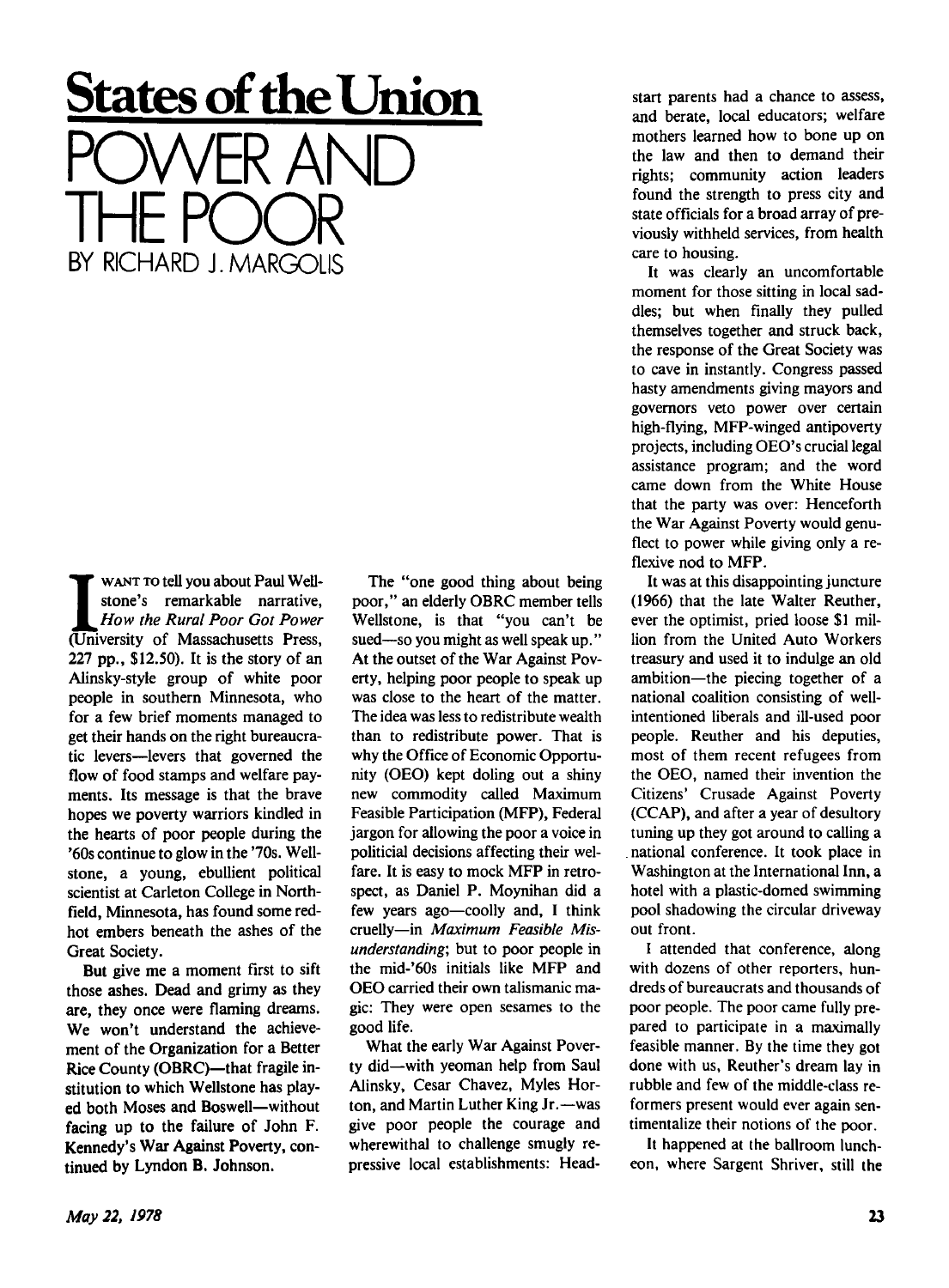# States of the Union

# POWER AND THE POOR

BY RICHARD J. MARGOLIS

I WANT TO tell you about Paul Wellstone's remarkable narrative, *How the Rural Poor Got Power* (University of Massachusetts Press, 227 pp., $12.50). It is the story of an Alinsky-style group of white poor people in southern Minnesota, who for a few brief moments managed to get their hands on the right bureaucratic levers—levers that governed the flow of food stamps and welfare payments. Its message is that the brave hopes we poverty warriors kindled in the hearts of poor people during the '60s continue to glow in the '70s. Wellstone, a young, ebullient political scientist at Carleton College in Northfield, Minnesota, has found some red-hot embers beneath the ashes of the Great Society.

But give me a moment first to sift those ashes. Dead and grimy as they are, they once were flaming dreams. We won't understand the achievement of the Organization for a Better Rice County (OBRC)—that fragile institution to which Wellstone has played both Moses and Boswell—without facing up to the failure of John F. Kennedy's War Against Poverty, continued by Lyndon B. Johnson.

The "one good thing about being poor," an elderly OBRC member tells Wellstone, is that "you can't be sued—so you might as well speak up." At the outset of the War Against Poverty, helping poor people to speak up was close to the heart of the matter. The idea was less to redistribute wealth than to redistribute power. That is why the Office of Economic Opportunity (OEO) kept doling out a shiny new commodity called Maximum Feasible Participation (MFP), Federal jargon for allowing the poor a voice in politicial decisions affecting their welfare. It is easy to mock MFP in retrospect, as Daniel P. Moynihan did a few years ago—coolly and, I think cruelly—in *Maximum Feasible Misunderstanding*; but to poor people in the mid-'60s initials like MFP and OEO carried their own talismanic magic: They were open sesames to the good life.

What the early War Against Poverty did—with yeoman help from Saul Alinsky, Cesar Chavez, Myles Horton, and Martin Luther King Jr.—was give poor people the courage and wherewithal to challenge smugly repressive local establishments: Head-start parents had a chance to assess, and berate, local educators; welfare mothers learned how to bone up on the law and then to demand their rights; community action leaders found the strength to press city and state officials for a broad array of previously withheld services, from health care to housing.

It was clearly an uncomfortable moment for those sitting in local saddles; but when finally they pulled themselves together and struck back, the response of the Great Society was to cave in instantly. Congress passed hasty amendments giving mayors and governors veto power over certain high-flying, MFP-winged antipoverty projects, including OEO's crucial legal assistance program; and the word came down from the White House that the party was over: Henceforth the War Against Poverty would genuflect to power while giving only a reflexive nod to MFP.

It was at this disappointing juncture (1966) that the late Walter Reuther, ever the optimist, pried loose $1 million from the United Auto Workers treasury and used it to indulge an old ambition—the piecing together of a national coalition consisting of well-intentioned liberals and ill-used poor people. Reuther and his deputies, most of them recent refugees from the OEO, named their invention the Citizens' Crusade Against Poverty (CCAP), and after a year of desultory tuning up they got around to calling a national conference. It took place in Washington at the International Inn, a hotel with a plastic-domed swimming pool shadowing the circular driveway out front.

I attended that conference, along with dozens of other reporters, hundreds of bureaucrats and thousands of poor people. The poor came fully prepared to participate in a maximally feasible manner. By the time they got done with us, Reuther's dream lay in rubble and few of the middle-class reformers present would ever again sentimentalize their notions of the poor.

It happened at the ballroom luncheon, where Sargent Shriver, still the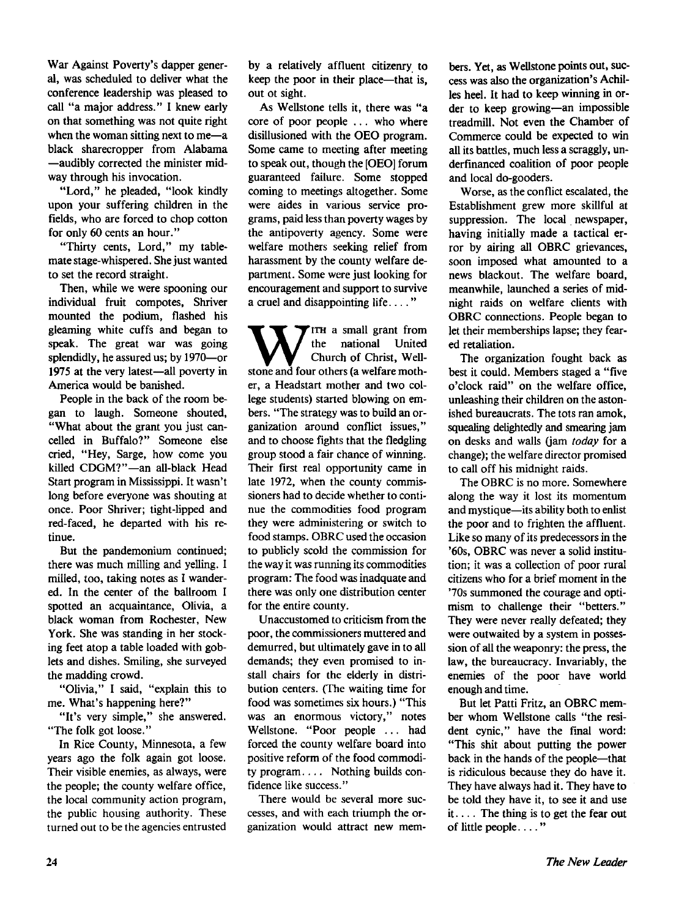War Against Poverty's dapper general, was scheduled to deliver what the conference leadership was pleased to call "a major address." I knew early on that something was not quite right when the woman sitting next to me—a black sharecropper from Alabama—audibly corrected the minister midway through his invocation.

"Lord," he pleaded, "look kindly upon your suffering children in the fields, who are forced to chop cotton for only 60 cents an hour."

"Thirty cents, Lord," my tablemate stage-whispered. She just wanted to set the record straight.

Then, while we were spooning our individual fruit compotes, Shriver mounted the podium, flashed his gleaming white cuffs and began to speak. The great war was going splendidly, he assured us; by 1970—or 1975 at the very latest—all poverty in America would be banished.

People in the back of the room began to laugh. Someone shouted, "What about the grant you just cancelled in Buffalo?" Someone else cried, "Hey, Sarge, how come you killed CDGM?"—an all-black Head Start program in Mississippi. It wasn't long before everyone was shouting at once. Poor Shriver; tight-lipped and red-faced, he departed with his retinue.

But the pandemonium continued; there was much milling and yelling. I milled, too, taking notes as I wandered. In the center of the ballroom I spotted an acquaintance, Olivia, a black woman from Rochester, New York. She was standing in her stocking feet atop a table loaded with goblets and dishes. Smiling, she surveyed the madding crowd.

"Olivia," I said, "explain this to me. What's happening here?"

"It's very simple," she answered. "The folk got loose."

In Rice County, Minnesota, a few years ago the folk again got loose. Their visible enemies, as always, were the people; the county welfare office, the local community action program, the public housing authority. These turned out to be the agencies entrusted by a relatively affluent citizenry to keep the poor in their place—that is, out ot sight.

As Wellstone tells it, there was "a core of poor people ... who where disillusioned with the OEO program. Some came to meeting after meeting to speak out, though the [OEO] forum guaranteed failure. Some stopped coming to meetings altogether. Some were aides in various service programs, paid less than poverty wages by the antipoverty agency. Some were welfare mothers seeking relief from harassment by the county welfare department. Some were just looking for encouragement and support to survive a cruel and disappointing life. . . ."

With a small grant from the national United Church of Christ, Wellstone and four others (a welfare mother, a Headstart mother and two college students) started blowing on embers. "The strategy was to build an organization around conflict issues," and to choose fights that the fledgling group stood a fair chance of winning. Their first real opportunity came in late 1972, when the county commissioners had to decide whether to continue the commodities food program they were administering or switch to food stamps. OBRC used the occasion to publicly scold the commission for the way it was running its commodities program: The food was inadquate and there was only one distribution center for the entire county.

Unaccustomed to criticism from the poor, the commissioners muttered and demurred, but ultimately gave in to all demands; they even promised to install chairs for the elderly in distribution centers. (The waiting time for food was sometimes six hours.) "This was an enormous victory," notes Wellstone. "Poor people ... had forced the county welfare board into positive reform of the food commodity program. . . . Nothing builds confidence like success."

There would be several more successes, and with each triumph the organization would attract new members. Yet, as Wellstone points out, success was also the organization's Achilles heel. It had to keep winning in order to keep growing—an impossible treadmill. Not even the Chamber of Commerce could be expected to win all its battles, much less a scraggly, underfinanced coalition of poor people and local do-gooders.

Worse, as the conflict escalated, the Establishment grew more skillful at suppression. The local newspaper, having initially made a tactical error by airing all OBRC grievances, soon imposed what amounted to a news blackout. The welfare board, meanwhile, launched a series of midnight raids on welfare clients with OBRC connections. People began to let their memberships lapse; they feared retaliation.

The organization fought back as best it could. Members staged a "five o'clock raid" on the welfare office, unleashing their children on the astonished bureaucrats. The tots ran amok, squealing delightedly and smearing jam on desks and walls (jam *today* for a change); the welfare director promised to call off his midnight raids.

The OBRC is no more. Somewhere along the way it lost its momentum and mystique—its ability both to enlist the poor and to frighten the affluent. Like so many of its predecessors in the '60s, OBRC was never a solid institution; it was a collection of poor rural citizens who for a brief moment in the '70s summoned the courage and optimism to challenge their "betters." They were never really defeated; they were outwaited by a system in possession of all the weaponry: the press, the law, the bureaucracy. Invariably, the enemies of the poor have world enough and time.

But let Patti Fritz, an OBRC member whom Wellstone calls "the resident cynic," have the final word: "This shit about putting the power back in the hands of the people—that is ridiculous because they do have it. They have always had it. They have to be told they have it, to see it and use it. . . . The thing is to get the fear out of little people. . . ."